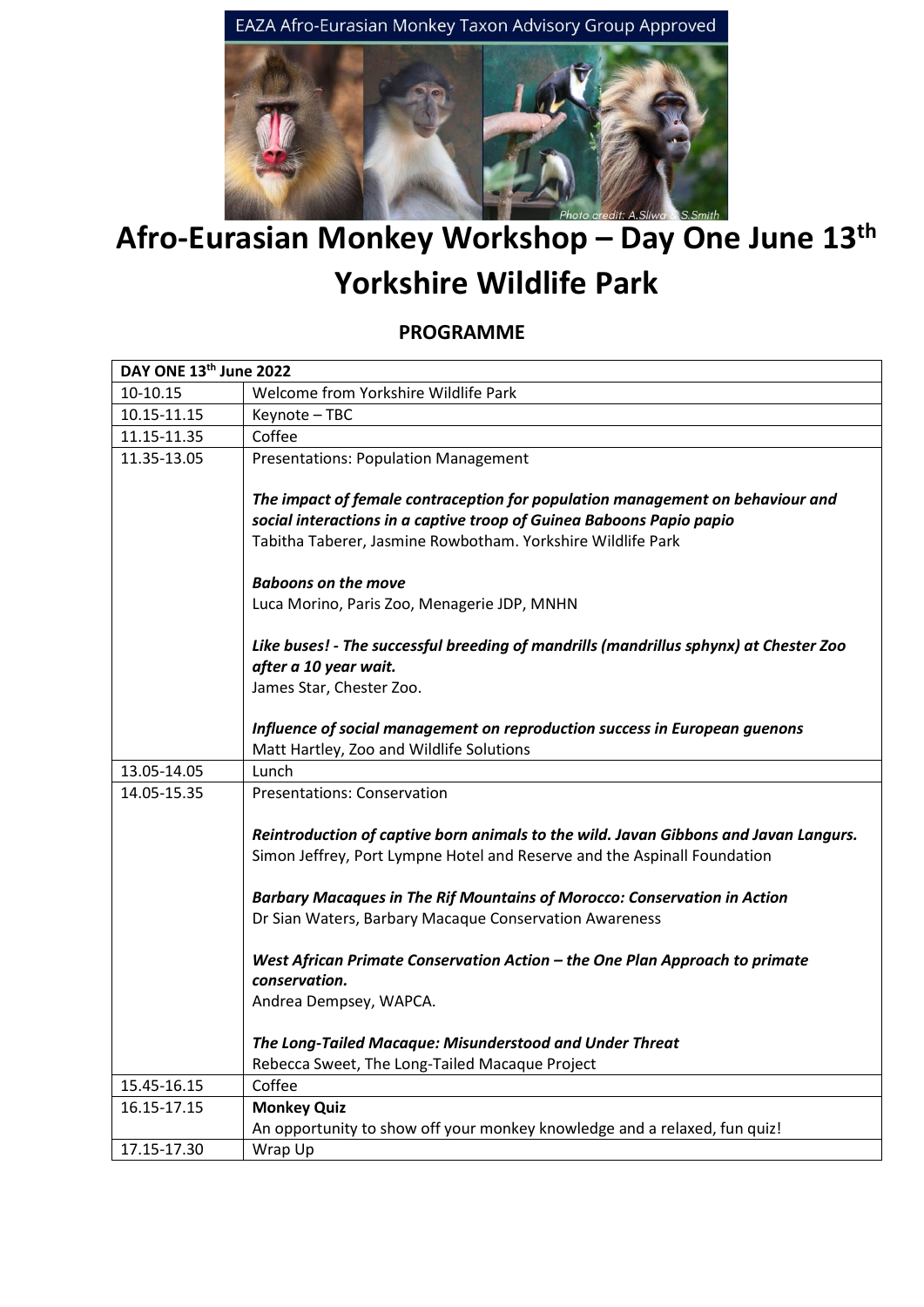EAZA Afro-Eurasian Monkey Taxon Advisory Group Approved

Photo credit: A.Sliwa & S.Smith

# Afro-Eurasian Monkey Workshop – Day One June 13th Yorkshire Wildlife Park

## PROGRAMME

| DAY ONE 13th June 2022 | |
|---|---|
| 10-10.15 | Welcome from Yorkshire Wildlife Park |
| 10.15-11.15 | Keynote – TBC |
| 11.15-11.35 | Coffee |
| 11.35-13.05 | Presentations: Population Management<br><br>***The impact of female contraception for population management on behaviour and social interactions in a captive troop of Guinea Baboons Papio papio***<br>Tabitha Taberer, Jasmine Rowbotham. Yorkshire Wildlife Park<br><br>***Baboons on the move***<br>Luca Morino, Paris Zoo, Menagerie JDP, MNHN<br><br>***Like buses! - The successful breeding of mandrills (mandrillus sphynx) at Chester Zoo after a 10 year wait.***<br>James Star, Chester Zoo.<br><br>***Influence of social management on reproduction success in European guenons***<br>Matt Hartley, Zoo and Wildlife Solutions |
| 13.05-14.05 | Lunch |
| 14.05-15.35 | Presentations: Conservation<br><br>***Reintroduction of captive born animals to the wild. Javan Gibbons and Javan Langurs.***<br>Simon Jeffrey, Port Lympne Hotel and Reserve and the Aspinall Foundation<br><br>***Barbary Macaques in The Rif Mountains of Morocco: Conservation in Action***<br>Dr Sian Waters, Barbary Macaque Conservation Awareness<br><br>***West African Primate Conservation Action – the One Plan Approach to primate conservation.***<br>Andrea Dempsey, WAPCA.<br><br>***The Long-Tailed Macaque: Misunderstood and Under Threat***<br>Rebecca Sweet, The Long-Tailed Macaque Project |
| 15.45-16.15 | Coffee |
| 16.15-17.15 | **Monkey Quiz**<br>An opportunity to show off your monkey knowledge and a relaxed, fun quiz! |
| 17.15-17.30 | Wrap Up |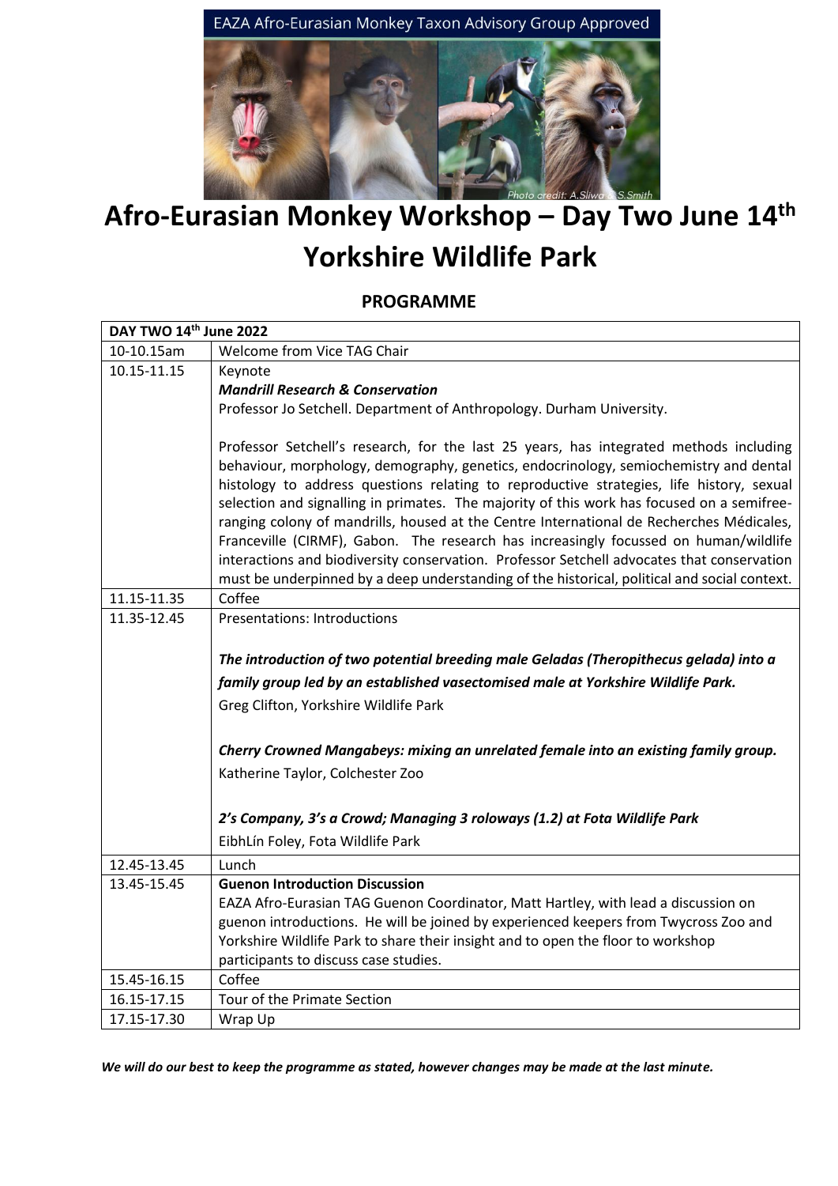EAZA Afro-Eurasian Monkey Taxon Advisory Group Approved

Photo credit: A.Sliwa & S.Smith

# Afro-Eurasian Monkey Workshop – Day Two June 14th Yorkshire Wildlife Park

## PROGRAMME

| DAY TWO 14th June 2022 | |
|---|---|
| 10-10.15am | Welcome from Vice TAG Chair |
| 10.15-11.15 | Keynote<br>***Mandrill Research & Conservation***<br>Professor Jo Setchell. Department of Anthropology. Durham University.<br><br>Professor Setchell's research, for the last 25 years, has integrated methods including behaviour, morphology, demography, genetics, endocrinology, semiochemistry and dental histology to address questions relating to reproductive strategies, life history, sexual selection and signalling in primates. The majority of this work has focused on a semifree-ranging colony of mandrills, housed at the Centre International de Recherches Médicales, Franceville (CIRMF), Gabon. The research has increasingly focussed on human/wildlife interactions and biodiversity conservation. Professor Setchell advocates that conservation must be underpinned by a deep understanding of the historical, political and social context. |
| 11.15-11.35 | Coffee |
| 11.35-12.45 | Presentations: Introductions<br><br>***The introduction of two potential breeding male Geladas (Theropithecus gelada) into a family group led by an established vasectomised male at Yorkshire Wildlife Park.***<br>Greg Clifton, Yorkshire Wildlife Park<br><br>***Cherry Crowned Mangabeys: mixing an unrelated female into an existing family group.***<br>Katherine Taylor, Colchester Zoo<br><br>***2's Company, 3's a Crowd; Managing 3 roloways (1.2) at Fota Wildlife Park***<br>EibhLín Foley, Fota Wildlife Park |
| 12.45-13.45 | Lunch |
| 13.45-15.45 | **Guenon Introduction Discussion**<br>EAZA Afro-Eurasian TAG Guenon Coordinator, Matt Hartley, with lead a discussion on guenon introductions. He will be joined by experienced keepers from Twycross Zoo and Yorkshire Wildlife Park to share their insight and to open the floor to workshop participants to discuss case studies. |
| 15.45-16.15 | Coffee |
| 16.15-17.15 | Tour of the Primate Section |
| 17.15-17.30 | Wrap Up |

***We will do our best to keep the programme as stated, however changes may be made at the last minute.***